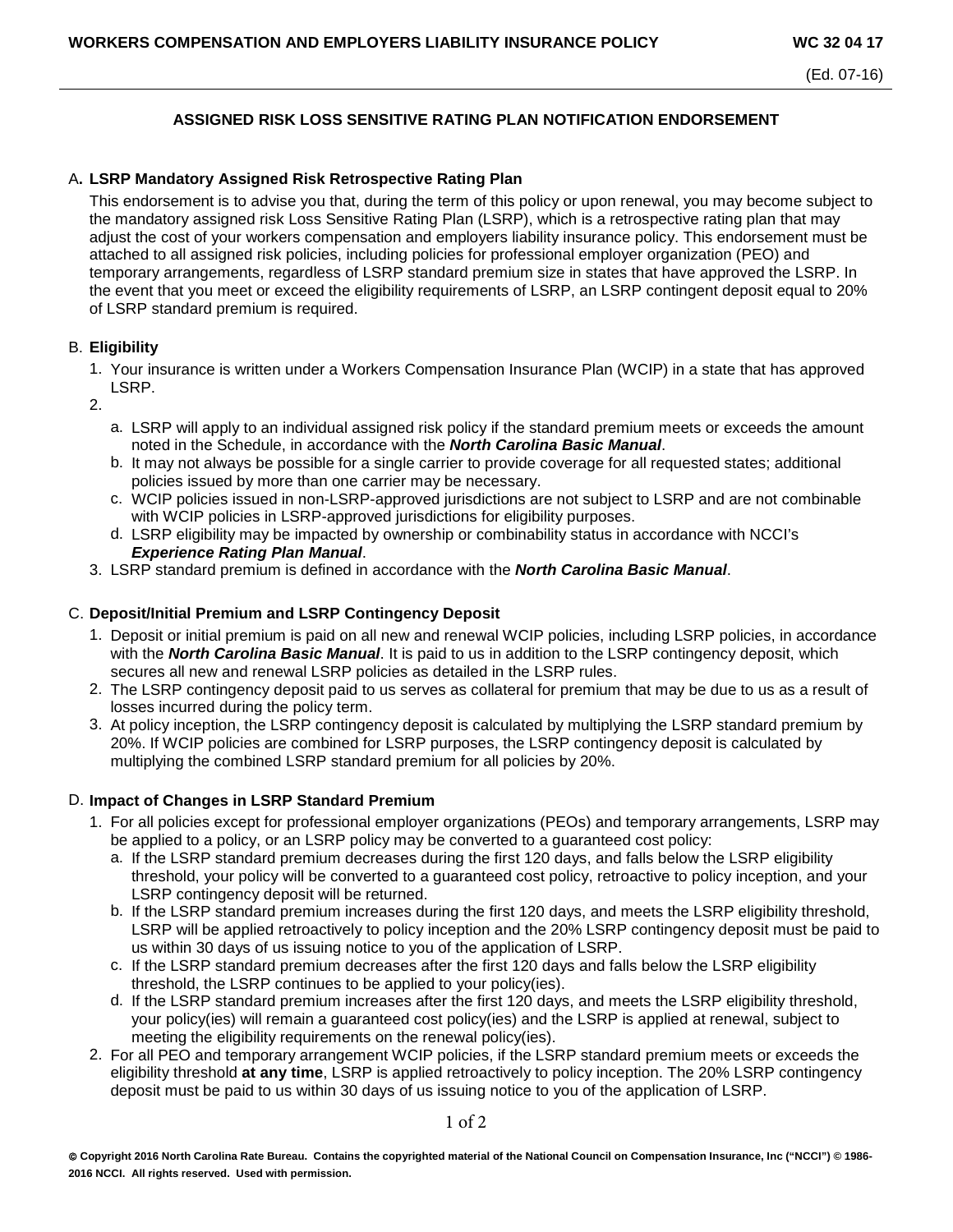**WORKERS COMPENSATION AND EMPLOYERS LIABILITY INSURANCE POLICY** **WC 32 04 17**

(Ed. 07-16)

## ASSIGNED RISK LOSS SENSITIVE RATING PLAN NOTIFICATION ENDORSEMENT

### A. LSRP Mandatory Assigned Risk Retrospective Rating Plan

This endorsement is to advise you that, during the term of this policy or upon renewal, you may become subject to the mandatory assigned risk Loss Sensitive Rating Plan (LSRP), which is a retrospective rating plan that may adjust the cost of your workers compensation and employers liability insurance policy. This endorsement must be attached to all assigned risk policies, including policies for professional employer organization (PEO) and temporary arrangements, regardless of LSRP standard premium size in states that have approved the LSRP. In the event that you meet or exceed the eligibility requirements of LSRP, an LSRP contingent deposit equal to 20% of LSRP standard premium is required.

### B. Eligibility

1. Your insurance is written under a Workers Compensation Insurance Plan (WCIP) in a state that has approved LSRP.
2.
   a. LSRP will apply to an individual assigned risk policy if the standard premium meets or exceeds the amount noted in the Schedule, in accordance with the ***North Carolina Basic Manual***.
   b. It may not always be possible for a single carrier to provide coverage for all requested states; additional policies issued by more than one carrier may be necessary.
   c. WCIP policies issued in non-LSRP-approved jurisdictions are not subject to LSRP and are not combinable with WCIP policies in LSRP-approved jurisdictions for eligibility purposes.
   d. LSRP eligibility may be impacted by ownership or combinability status in accordance with NCCI's ***Experience Rating Plan Manual***.
3. LSRP standard premium is defined in accordance with the ***North Carolina Basic Manual***.

### C. Deposit/Initial Premium and LSRP Contingency Deposit

1. Deposit or initial premium is paid on all new and renewal WCIP policies, including LSRP policies, in accordance with the ***North Carolina Basic Manual***. It is paid to us in addition to the LSRP contingency deposit, which secures all new and renewal LSRP policies as detailed in the LSRP rules.
2. The LSRP contingency deposit paid to us serves as collateral for premium that may be due to us as a result of losses incurred during the policy term.
3. At policy inception, the LSRP contingency deposit is calculated by multiplying the LSRP standard premium by 20%. If WCIP policies are combined for LSRP purposes, the LSRP contingency deposit is calculated by multiplying the combined LSRP standard premium for all policies by 20%.

### D. Impact of Changes in LSRP Standard Premium

1. For all policies except for professional employer organizations (PEOs) and temporary arrangements, LSRP may be applied to a policy, or an LSRP policy may be converted to a guaranteed cost policy:
   a. If the LSRP standard premium decreases during the first 120 days, and falls below the LSRP eligibility threshold, your policy will be converted to a guaranteed cost policy, retroactive to policy inception, and your LSRP contingency deposit will be returned.
   b. If the LSRP standard premium increases during the first 120 days, and meets the LSRP eligibility threshold, LSRP will be applied retroactively to policy inception and the 20% LSRP contingency deposit must be paid to us within 30 days of us issuing notice to you of the application of LSRP.
   c. If the LSRP standard premium decreases after the first 120 days and falls below the LSRP eligibility threshold, the LSRP continues to be applied to your policy(ies).
   d. If the LSRP standard premium increases after the first 120 days, and meets the LSRP eligibility threshold, your policy(ies) will remain a guaranteed cost policy(ies) and the LSRP is applied at renewal, subject to meeting the eligibility requirements on the renewal policy(ies).
2. For all PEO and temporary arrangement WCIP policies, if the LSRP standard premium meets or exceeds the eligibility threshold **at any time**, LSRP is applied retroactively to policy inception. The 20% LSRP contingency deposit must be paid to us within 30 days of us issuing notice to you of the application of LSRP.

**© Copyright 2016 North Carolina Rate Bureau. Contains the copyrighted material of the National Council on Compensation Insurance, Inc ("NCCI") © 1986-2016 NCCI. All rights reserved. Used with permission.**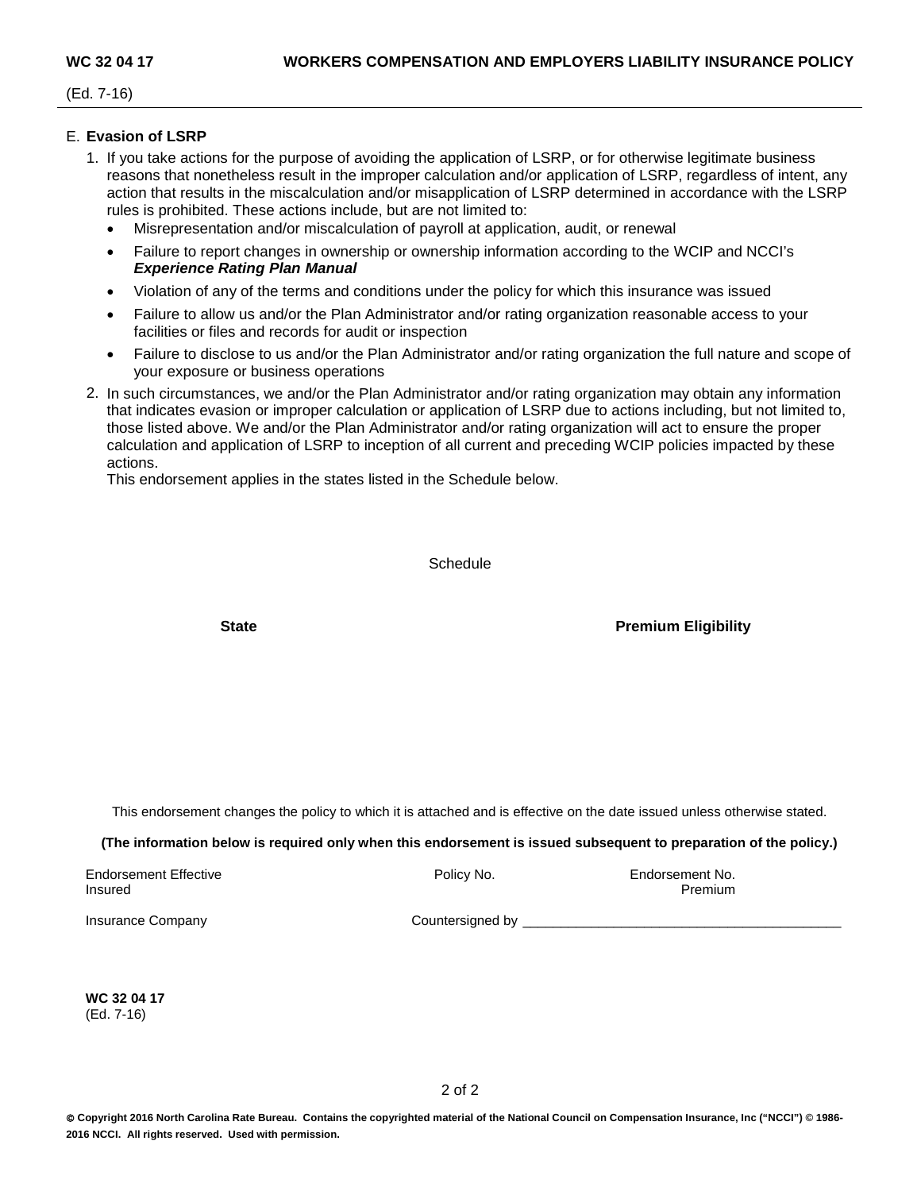E. **Evasion of LSRP**

1. If you take actions for the purpose of avoiding the application of LSRP, or for otherwise legitimate business reasons that nonetheless result in the improper calculation and/or application of LSRP, regardless of intent, any action that results in the miscalculation and/or misapplication of LSRP determined in accordance with the LSRP rules is prohibited. These actions include, but are not limited to:
   - Misrepresentation and/or miscalculation of payroll at application, audit, or renewal
   - Failure to report changes in ownership or ownership information according to the WCIP and NCCI's ***Experience Rating Plan Manual***
   - Violation of any of the terms and conditions under the policy for which this insurance was issued
   - Failure to allow us and/or the Plan Administrator and/or rating organization reasonable access to your facilities or files and records for audit or inspection
   - Failure to disclose to us and/or the Plan Administrator and/or rating organization the full nature and scope of your exposure or business operations
2. In such circumstances, we and/or the Plan Administrator and/or rating organization may obtain any information that indicates evasion or improper calculation or application of LSRP due to actions including, but not limited to, those listed above. We and/or the Plan Administrator and/or rating organization will act to ensure the proper calculation and application of LSRP to inception of all current and preceding WCIP policies impacted by these actions.

   This endorsement applies in the states listed in the Schedule below.

Schedule

| **State** | **Premium Eligibility** |
|---|---|
| | |

This endorsement changes the policy to which it is attached and is effective on the date issued unless otherwise stated.

**(The information below is required only when this endorsement is issued subsequent to preparation of the policy.)**

Endorsement Effective | Policy No. | Endorsement No.

Insured | Premium

Insurance Company | Countersigned by ___________________________________________

**WC 32 04 17**
(Ed. 7-16)

© **Copyright 2016 North Carolina Rate Bureau. Contains the copyrighted material of the National Council on Compensation Insurance, Inc ("NCCI") © 1986-2016 NCCI. All rights reserved. Used with permission.**